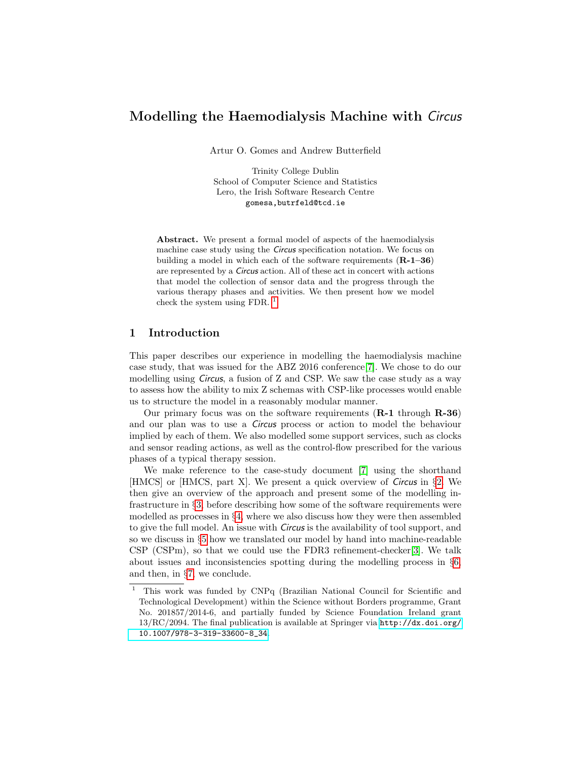# Modelling the Haemodialysis Machine with *Circus*

Artur O. Gomes and Andrew Butterfield

Trinity College Dublin
School of Computer Science and Statistics
Lero, the Irish Software Research Centre
gomesa,butrfeld@tcd.ie

**Abstract.** We present a formal model of aspects of the haemodialysis machine case study using the *Circus* specification notation. We focus on building a model in which each of the software requirements (**R-1–36**) are represented by a *Circus* action. All of these act in concert with actions that model the collection of sensor data and the progress through the various therapy phases and activities. We then present how we model check the system using FDR. [1]

## 1 Introduction

This paper describes our experience in modelling the haemodialysis machine case study, that was issued for the ABZ 2016 conference[7]. We chose to do our modelling using *Circus*, a fusion of Z and CSP. We saw the case study as a way to assess how the ability to mix Z schemas with CSP-like processes would enable us to structure the model in a reasonably modular manner.

Our primary focus was on the software requirements (**R-1** through **R-36**) and our plan was to use a *Circus* process or action to model the behaviour implied by each of them. We also modelled some support services, such as clocks and sensor reading actions, as well as the control-flow prescribed for the various phases of a typical therapy session.

We make reference to the case-study document [7] using the shorthand [HMCS] or [HMCS, part X]. We present a quick overview of *Circus* in §2. We then give an overview of the approach and present some of the modelling infrastructure in §3, before describing how some of the software requirements were modelled as processes in §4, where we also discuss how they were then assembled to give the full model. An issue with *Circus* is the availability of tool support, and so we discuss in §5 how we translated our model by hand into machine-readable CSP (CSPm), so that we could use the FDR3 refinement-checker[3]. We talk about issues and inconsistencies spotting during the modelling process in §6, and then, in §7, we conclude.

---

[1] This work was funded by CNPq (Brazilian National Council for Scientific and Technological Development) within the Science without Borders programme, Grant No. 201857/2014-6, and partially funded by Science Foundation Ireland grant 13/RC/2094. The final publication is available at Springer via http://dx.doi.org/10.1007/978-3-319-33600-8_34.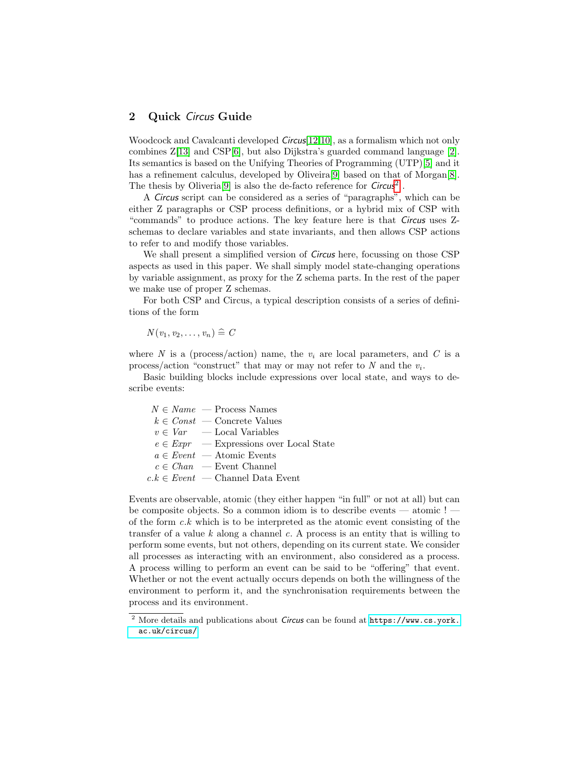## 2 Quick *Circus* Guide

Woodcock and Cavalcanti developed *Circus*[12,10], as a formalism which not only combines Z[13] and CSP[6], but also Dijkstra's guarded command language [2]. Its semantics is based on the Unifying Theories of Programming (UTP)[5] and it has a refinement calculus, developed by Oliveira[9] based on that of Morgan[8]. The thesis by Oliveria[9] is also the de-facto reference for *Circus*[2].

A *Circus* script can be considered as a series of "paragraphs", which can be either Z paragraphs or CSP process definitions, or a hybrid mix of CSP with "commands" to produce actions. The key feature here is that *Circus* uses Z-schemas to declare variables and state invariants, and then allows CSP actions to refer to and modify those variables.

We shall present a simplified version of *Circus* here, focussing on those CSP aspects as used in this paper. We shall simply model state-changing operations by variable assignment, as proxy for the Z schema parts. In the rest of the paper we make use of proper Z schemas.

For both CSP and Circus, a typical description consists of a series of definitions of the form

$$N(v_1, v_2, \ldots, v_n) \mathrel{\widehat=} C$$

where $N$ is a (process/action) name, the $v_i$ are local parameters, and $C$ is a process/action "construct" that may or may not refer to $N$ and the $v_i$.

Basic building blocks include expressions over local state, and ways to describe events:

$N \in Name$ — Process Names
$k \in Const$ — Concrete Values
$v \in Var$ — Local Variables
$e \in Expr$ — Expressions over Local State
$a \in Event$ — Atomic Events
$c \in Chan$ — Event Channel
$c.k \in Event$ — Channel Data Event

Events are observable, atomic (they either happen "in full" or not at all) but can be composite objects. So a common idiom is to describe events — atomic ! — of the form $c.k$ which is to be interpreted as the atomic event consisting of the transfer of a value $k$ along a channel $c$. A process is an entity that is willing to perform some events, but not others, depending on its current state. We consider all processes as interacting with an environment, also considered as a process. A process willing to perform an event can be said to be "offering" that event. Whether or not the event actually occurs depends on both the willingness of the environment to perform it, and the synchronisation requirements between the process and its environment.

[2] More details and publications about *Circus* can be found at https://www.cs.york.ac.uk/circus/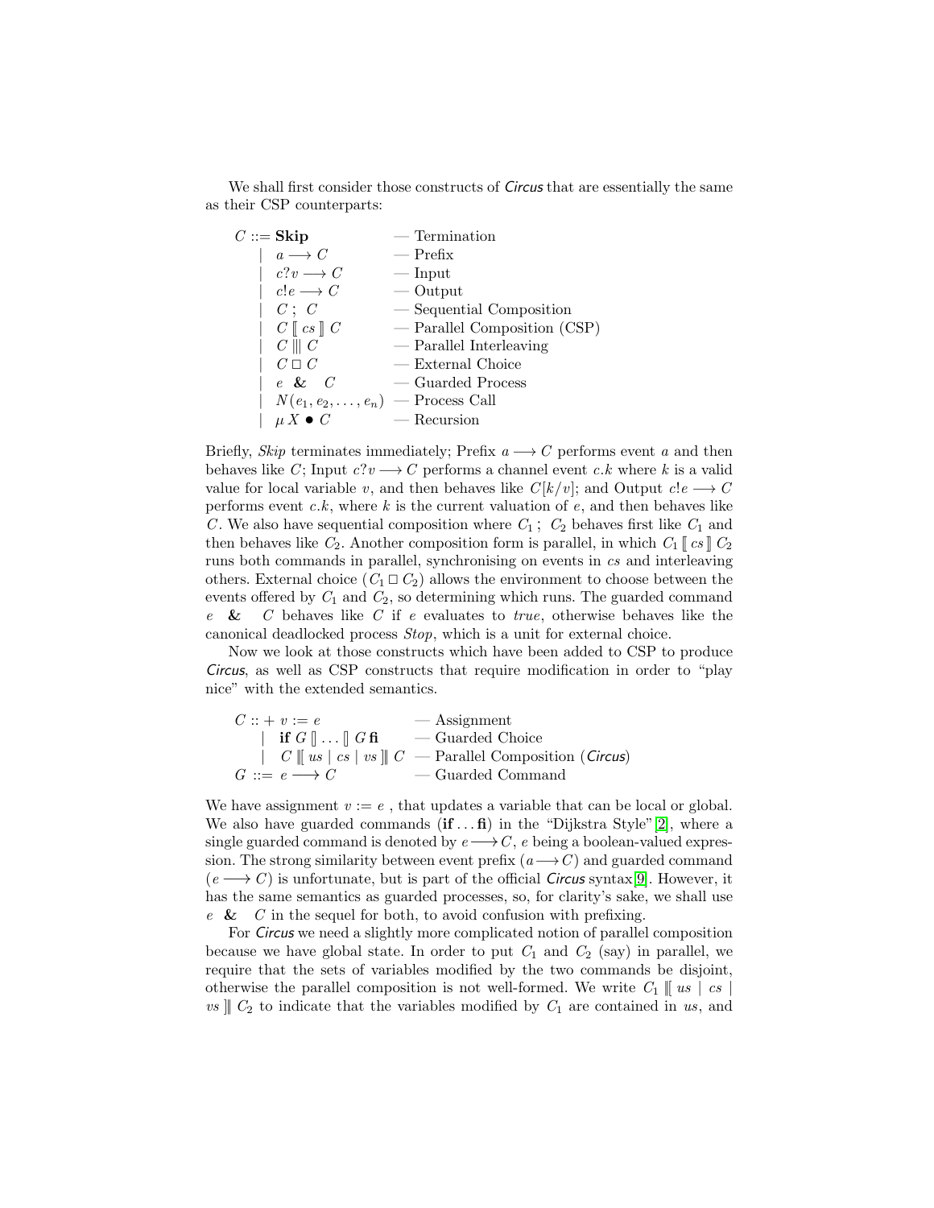We shall first consider those constructs of *Circus* that are essentially the same as their CSP counterparts:

$$
\begin{array}{lll}
C ::= & \mathbf{Skip} & \text{— Termination} \\
\mid & a \longrightarrow C & \text{— Prefix} \\
\mid & c?v \longrightarrow C & \text{— Input} \\
\mid & c!e \longrightarrow C & \text{— Output} \\
\mid & C \, ; \, C & \text{— Sequential Composition} \\
\mid & C \llbracket \, cs \, \rrbracket \, C & \text{— Parallel Composition (CSP)} \\
\mid & C \, ||| \, C & \text{— Parallel Interleaving} \\
\mid & C \, \Box \, C & \text{— External Choice} \\
\mid & e \;\; \& \;\; C & \text{— Guarded Process} \\
\mid & N(e_1, e_2, \ldots, e_n) & \text{— Process Call} \\
\mid & \mu \, X \bullet C & \text{— Recursion}
\end{array}
$$

Briefly, *Skip* terminates immediately; Prefix $a \longrightarrow C$ performs event $a$ and then behaves like $C$; Input $c?v \longrightarrow C$ performs a channel event $c.k$ where $k$ is a valid value for local variable $v$, and then behaves like $C[k/v]$; and Output $c!e \longrightarrow C$ performs event $c.k$, where $k$ is the current valuation of $e$, and then behaves like $C$. We also have sequential composition where $C_1 \, ; \, C_2$ behaves first like $C_1$ and then behaves like $C_2$. Another composition form is parallel, in which $C_1 \llbracket \, cs \, \rrbracket \, C_2$ runs both commands in parallel, synchronising on events in $cs$ and interleaving others. External choice ($C_1 \, \Box \, C_2$) allows the environment to choose between the events offered by $C_1$ and $C_2$, so determining which runs. The guarded command $e \;\; \& \;\; C$ behaves like $C$ if $e$ evaluates to *true*, otherwise behaves like the canonical deadlocked process *Stop*, which is a unit for external choice.

Now we look at those constructs which have been added to CSP to produce *Circus*, as well as CSP constructs that require modification in order to "play nice" with the extended semantics.

$$
\begin{array}{lll}
C \, ::+ & v := e & \text{— Assignment} \\
\mid & \mathbf{if} \; G \, [\!] \ldots [\!] \, G \; \mathbf{fi} & \text{— Guarded Choice} \\
\mid & C \, [\![ \, us \mid cs \mid vs \, ]\!] \, C & \text{— Parallel Composition (\textit{Circus})} \\
G \, ::= & e \longrightarrow C & \text{— Guarded Command}
\end{array}
$$

We have assignment $v := e$ , that updates a variable that can be local or global. We also have guarded commands (**if** ... **fi**) in the "Dijkstra Style"[2], where a single guarded command is denoted by $e \longrightarrow C$, $e$ being a boolean-valued expression. The strong similarity between event prefix ($a \longrightarrow C$) and guarded command ($e \longrightarrow C$) is unfortunate, but is part of the official *Circus* syntax[9]. However, it has the same semantics as guarded processes, so, for clarity's sake, we shall use $e \;\; \& \;\; C$ in the sequel for both, to avoid confusion with prefixing.

For *Circus* we need a slightly more complicated notion of parallel composition because we have global state. In order to put $C_1$ and $C_2$ (say) in parallel, we require that the sets of variables modified by the two commands be disjoint, otherwise the parallel composition is not well-formed. We write $C_1 \, [\![ \, us \mid cs \mid vs \, ]\!] \, C_2$ to indicate that the variables modified by $C_1$ are contained in $us$, and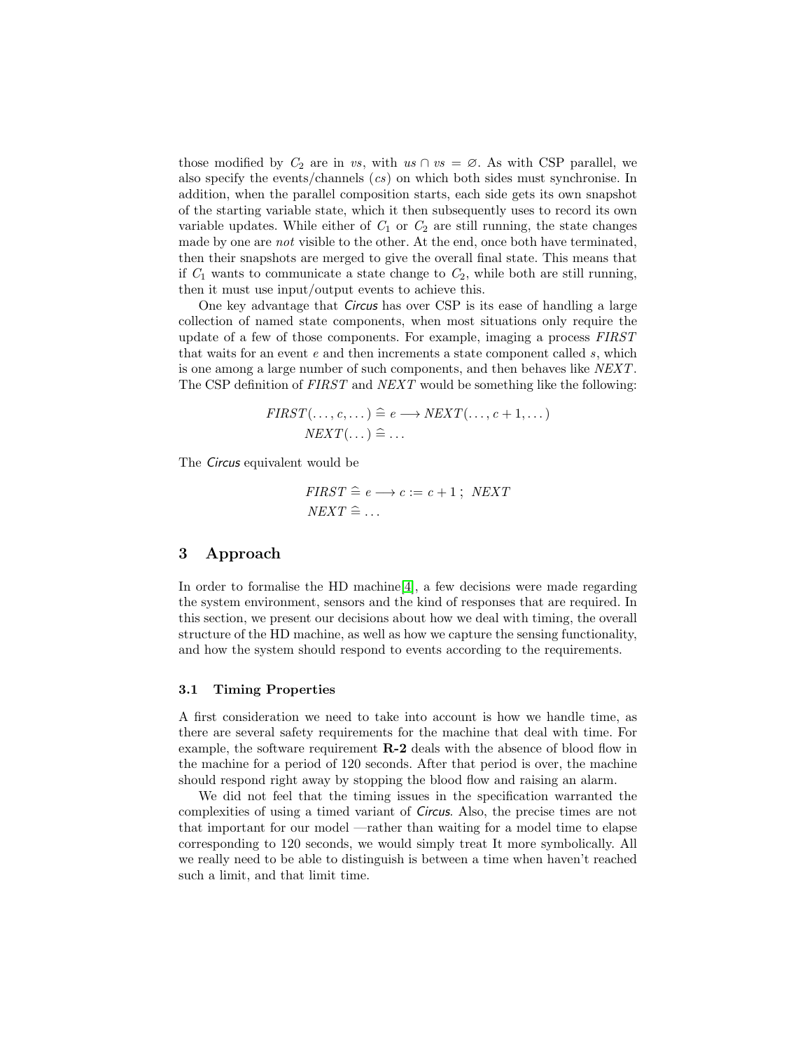those modified by $C_2$ are in $vs$, with $us \cap vs = \varnothing$. As with CSP parallel, we also specify the events/channels ($cs$) on which both sides must synchronise. In addition, when the parallel composition starts, each side gets its own snapshot of the starting variable state, which it then subsequently uses to record its own variable updates. While either of $C_1$ or $C_2$ are still running, the state changes made by one are *not* visible to the other. At the end, once both have terminated, then their snapshots are merged to give the overall final state. This means that if $C_1$ wants to communicate a state change to $C_2$, while both are still running, then it must use input/output events to achieve this.

One key advantage that *Circus* has over CSP is its ease of handling a large collection of named state components, when most situations only require the update of a few of those components. For example, imaging a process $FIRST$ that waits for an event $e$ and then increments a state component called $s$, which is one among a large number of such components, and then behaves like $NEXT$. The CSP definition of $FIRST$ and $NEXT$ would be something like the following:

$$
\begin{aligned}
FIRST(\ldots, c, \ldots) &\mathrel{\widehat=} e \longrightarrow NEXT(\ldots, c+1, \ldots) \\
NEXT(\ldots) &\mathrel{\widehat=} \ldots
\end{aligned}
$$

The *Circus* equivalent would be

$$
\begin{aligned}
FIRST &\mathrel{\widehat=} e \longrightarrow c := c + 1 \,;\; NEXT \\
NEXT &\mathrel{\widehat=} \ldots
\end{aligned}
$$

## 3 Approach

In order to formalise the HD machine[4], a few decisions were made regarding the system environment, sensors and the kind of responses that are required. In this section, we present our decisions about how we deal with timing, the overall structure of the HD machine, as well as how we capture the sensing functionality, and how the system should respond to events according to the requirements.

### 3.1 Timing Properties

A first consideration we need to take into account is how we handle time, as there are several safety requirements for the machine that deal with time. For example, the software requirement **R-2** deals with the absence of blood flow in the machine for a period of 120 seconds. After that period is over, the machine should respond right away by stopping the blood flow and raising an alarm.

We did not feel that the timing issues in the specification warranted the complexities of using a timed variant of *Circus*. Also, the precise times are not that important for our model —rather than waiting for a model time to elapse corresponding to 120 seconds, we would simply treat It more symbolically. All we really need to be able to distinguish is between a time when haven't reached such a limit, and that limit time.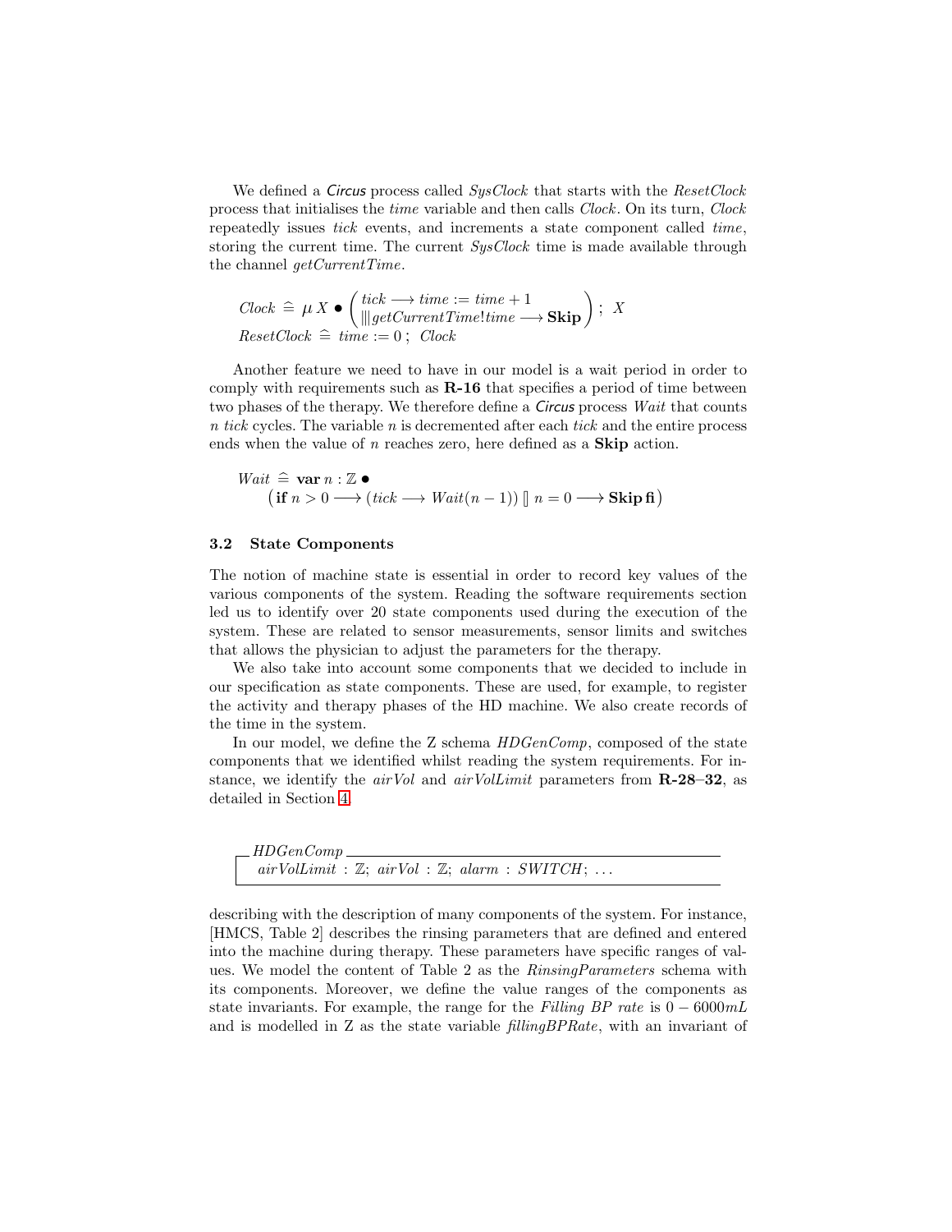We defined a *Circus* process called *SysClock* that starts with the *ResetClock* process that initialises the *time* variable and then calls *Clock*. On its turn, *Clock* repeatedly issues *tick* events, and increments a state component called *time*, storing the current time. The current *SysClock* time is made available through the channel *getCurrentTime*.

$$
\begin{aligned}
&Clock \mathrel{\widehat=} \mu X \bullet \begin{pmatrix} tick \longrightarrow time := time + 1 \\ |||\, getCurrentTime!time \longrightarrow \mathbf{Skip} \end{pmatrix} ; \; X \\
&ResetClock \mathrel{\widehat=} time := 0 \, ; \; Clock
\end{aligned}
$$

Another feature we need to have in our model is a wait period in order to comply with requirements such as **R-16** that specifies a period of time between two phases of the therapy. We therefore define a *Circus* process *Wait* that counts $n$ *tick* cycles. The variable $n$ is decremented after each *tick* and the entire process ends when the value of $n$ reaches zero, here defined as a **Skip** action.

$$
\begin{aligned}
&Wait \mathrel{\widehat=} \mathbf{var}\, n : \mathbb{Z} \bullet \\
&\quad \left(\mathbf{if}\; n > 0 \longrightarrow (tick \longrightarrow Wait(n-1)) \;[\!]\; n = 0 \longrightarrow \mathbf{Skip}\,\mathbf{fi}\right)
\end{aligned}
$$

### 3.2 State Components

The notion of machine state is essential in order to record key values of the various components of the system. Reading the software requirements section led us to identify over 20 state components used during the execution of the system. These are related to sensor measurements, sensor limits and switches that allows the physician to adjust the parameters for the therapy.

We also take into account some components that we decided to include in our specification as state components. These are used, for example, to register the activity and therapy phases of the HD machine. We also create records of the time in the system.

In our model, we define the Z schema *HDGenComp*, composed of the state components that we identified whilst reading the system requirements. For instance, we identify the *airVol* and *airVolLimit* parameters from **R-28**–**32**, as detailed in Section 4.

```
_ HDGenComp ____________________________________________
| airVolLimit : ℤ; airVol : ℤ; alarm : SWITCH; ...
|_______________________________________________________
```

describing with the description of many components of the system. For instance, [HMCS, Table 2] describes the rinsing parameters that are defined and entered into the machine during therapy. These parameters have specific ranges of values. We model the content of Table 2 as the *RinsingParameters* schema with its components. Moreover, we define the value ranges of the components as state invariants. For example, the range for the *Filling BP rate* is $0 - 6000mL$ and is modelled in Z as the state variable *fillingBPRate*, with an invariant of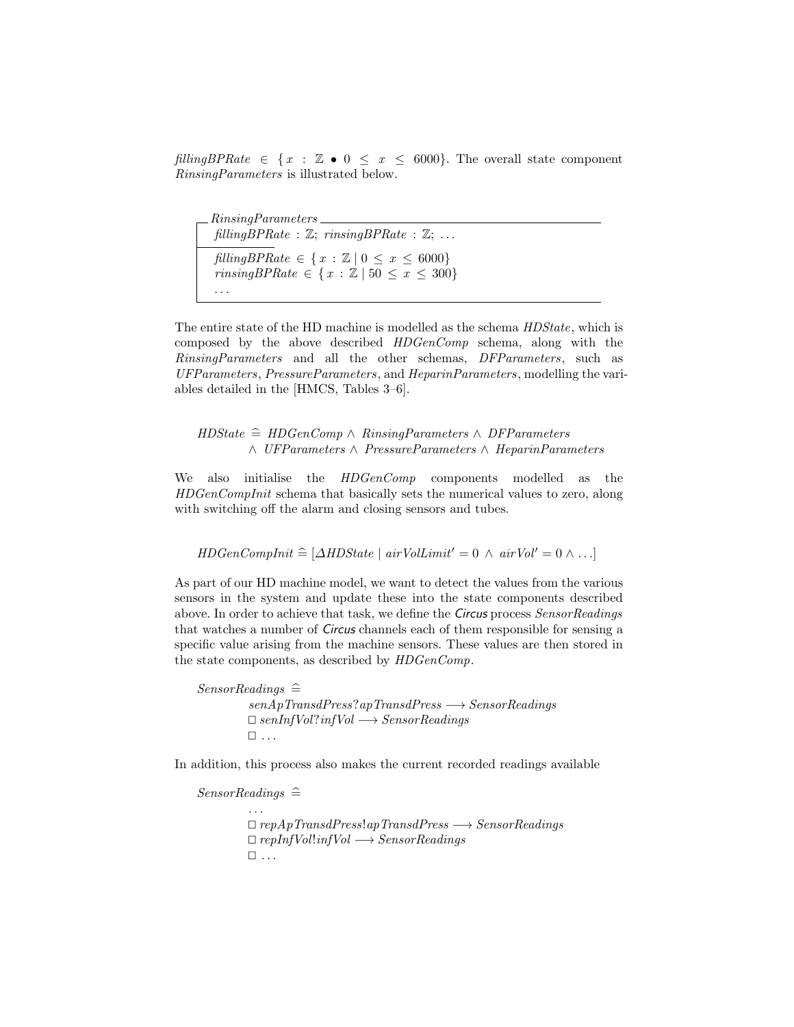$fillingBPRate \in \{ x : \mathbb{Z} \bullet 0 \leq x \leq 6000\}$. The overall state component *RinsingParameters* is illustrated below.

$$
\begin{array}{l}
\underline{\quad RinsingParameters \quad} \\
fillingBPRate : \mathbb{Z};\ rinsingBPRate : \mathbb{Z};\ \ldots \\
\hline
fillingBPRate \in \{ x : \mathbb{Z} \mid 0 \leq x \leq 6000\} \\
rinsingBPRate \in \{ x : \mathbb{Z} \mid 50 \leq x \leq 300\} \\
\ldots
\end{array}
$$

The entire state of the HD machine is modelled as the schema *HDState*, which is composed by the above described *HDGenComp* schema, along with the *RinsingParameters* and all the other schemas, *DFParameters*, such as *UFParameters*, *PressureParameters*, and *HeparinParameters*, modelling the variables detailed in the [HMCS, Tables 3–6].

$$
\begin{array}{l}
HDState \mathrel{\widehat=} HDGenComp \land RinsingParameters \land DFParameters \\
\qquad \land\ UFParameters \land PressureParameters \land HeparinParameters
\end{array}
$$

We also initialise the *HDGenComp* components modelled as the *HDGenCompInit* schema that basically sets the numerical values to zero, along with switching off the alarm and closing sensors and tubes.

$$
HDGenCompInit \mathrel{\widehat=} [\Delta HDState \mid airVolLimit' = 0 \land airVol' = 0 \land \ldots]
$$

As part of our HD machine model, we want to detect the values from the various sensors in the system and update these into the state components described above. In order to achieve that task, we define the *Circus* process *SensorReadings* that watches a number of *Circus* channels each of them responsible for sensing a specific value arising from the machine sensors. These values are then stored in the state components, as described by *HDGenComp*.

$$
\begin{array}{l}
SensorReadings \mathrel{\widehat=} \\
\qquad senApTransdPress?apTransdPress \longrightarrow SensorReadings \\
\qquad \Box\ senInfVol?infVol \longrightarrow SensorReadings \\
\qquad \Box\ \ldots
\end{array}
$$

In addition, this process also makes the current recorded readings available

$$
\begin{array}{l}
SensorReadings \mathrel{\widehat=} \\
\qquad \ldots \\
\qquad \Box\ repApTransdPress!apTransdPress \longrightarrow SensorReadings \\
\qquad \Box\ repInfVol!infVol \longrightarrow SensorReadings \\
\qquad \Box\ \ldots
\end{array}
$$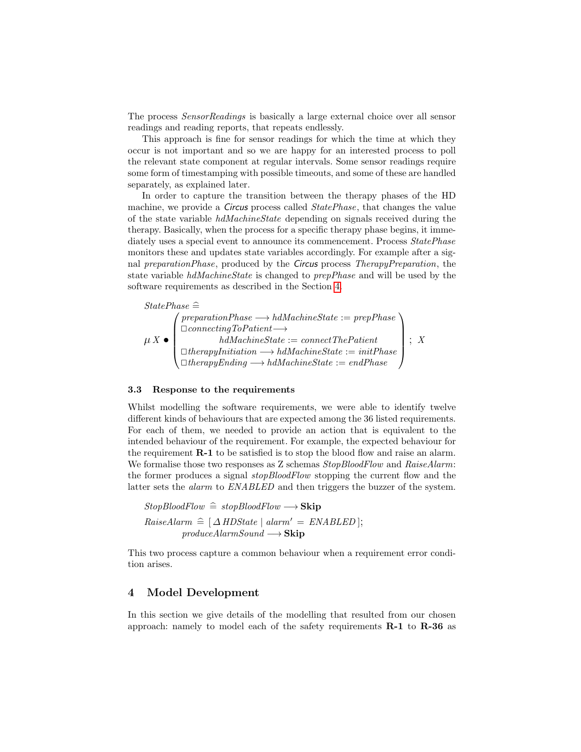The process *SensorReadings* is basically a large external choice over all sensor readings and reading reports, that repeats endlessly.

This approach is fine for sensor readings for which the time at which they occur is not important and so we are happy for an interested process to poll the relevant state component at regular intervals. Some sensor readings require some form of timestamping with possible timeouts, and some of these are handled separately, as explained later.

In order to capture the transition between the therapy phases of the HD machine, we provide a *Circus* process called *StatePhase*, that changes the value of the state variable *hdMachineState* depending on signals received during the therapy. Basically, when the process for a specific therapy phase begins, it immediately uses a special event to announce its commencement. Process *StatePhase* monitors these and updates state variables accordingly. For example after a signal *preparationPhase*, produced by the *Circus* process *TherapyPreparation*, the state variable *hdMachineState* is changed to *prepPhase* and will be used by the software requirements as described in the Section 4.

$$
\begin{array}{l}
StatePhase \mathrel{\widehat=} \\
\mu X \bullet \left(\begin{array}{l}
preparationPhase \longrightarrow hdMachineState := prepPhase \\
\Box connectingToPatient \longrightarrow \\
\qquad\qquad hdMachineState := connectThePatient \\
\Box therapyInitiation \longrightarrow hdMachineState := initPhase \\
\Box therapyEnding \longrightarrow hdMachineState := endPhase
\end{array}\right) ;\ X
\end{array}
$$

### 3.3 Response to the requirements

Whilst modelling the software requirements, we were able to identify twelve different kinds of behaviours that are expected among the 36 listed requirements. For each of them, we needed to provide an action that is equivalent to the intended behaviour of the requirement. For example, the expected behaviour for the requirement **R-1** to be satisfied is to stop the blood flow and raise an alarm. We formalise those two responses as Z schemas *StopBloodFlow* and *RaiseAlarm*: the former produces a signal *stopBloodFlow* stopping the current flow and the latter sets the *alarm* to *ENABLED* and then triggers the buzzer of the system.

$$
\begin{array}{l}
StopBloodFlow \mathrel{\widehat=} stopBloodFlow \longrightarrow \mathbf{Skip} \\
RaiseAlarm \mathrel{\widehat=} [\, \Delta HDState \mid alarm' = ENABLED \,]; \\
\qquad\qquad produceAlarmSound \longrightarrow \mathbf{Skip}
\end{array}
$$

This two process capture a common behaviour when a requirement error condition arises.

## 4 Model Development

In this section we give details of the modelling that resulted from our chosen approach: namely to model each of the safety requirements **R-1** to **R-36** as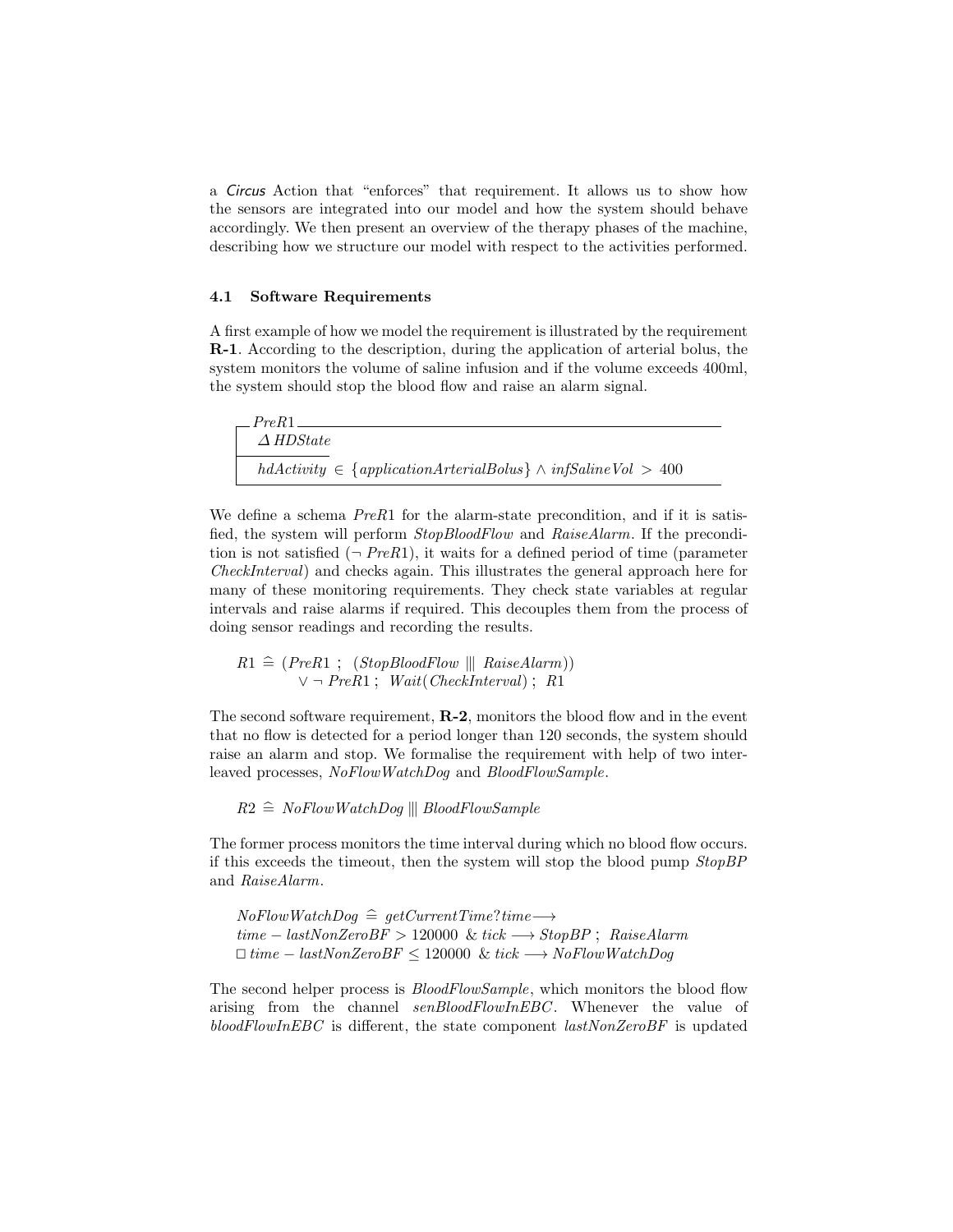a *Circus* Action that "enforces" that requirement. It allows us to show how the sensors are integrated into our model and how the system should behave accordingly. We then present an overview of the therapy phases of the machine, describing how we structure our model with respect to the activities performed.

### 4.1 Software Requirements

A first example of how we model the requirement is illustrated by the requirement **R-1**. According to the description, during the application of arterial bolus, the system monitors the volume of saline infusion and if the volume exceeds 400ml, the system should stop the blood flow and raise an alarm signal.

$$
\begin{array}{|l}
\hline
PreR1 \\
\Delta\, HDState \\
\hline
hdActivity \in \{applicationArterialBolus\} \wedge infSalineVol > 400 \\
\hline
\end{array}
$$

We define a schema $PreR1$ for the alarm-state precondition, and if it is satisfied, the system will perform *StopBloodFlow* and *RaiseAlarm*. If the precondition is not satisfied ($\neg\, PreR1$), it waits for a defined period of time (parameter *CheckInterval*) and checks again. This illustrates the general approach here for many of these monitoring requirements. They check state variables at regular intervals and raise alarms if required. This decouples them from the process of doing sensor readings and recording the results.

$$
\begin{array}{l}
R1 \mathrel{\widehat{=}} (PreR1\ ;\ \ (StopBloodFlow \ |||\ RaiseAlarm)) \\
\qquad\quad \vee \neg\, PreR1\ ;\ \ Wait(CheckInterval)\ ;\ \ R1
\end{array}
$$

The second software requirement, **R-2**, monitors the blood flow and in the event that no flow is detected for a period longer than 120 seconds, the system should raise an alarm and stop. We formalise the requirement with help of two interleaved processes, *NoFlowWatchDog* and *BloodFlowSample*.

$$
R2 \mathrel{\widehat{=}} NoFlowWatchDog \ |||\ BloodFlowSample
$$

The former process monitors the time interval during which no blood flow occurs. if this exceeds the timeout, then the system will stop the blood pump *StopBP* and *RaiseAlarm*.

$$
\begin{array}{l}
NoFlowWatchDog \mathrel{\widehat{=}} getCurrentTime?time \longrightarrow \\
time - lastNonZeroBF > 120000\ \ \&\ tick \longrightarrow StopBP\ ;\ \ RaiseAlarm \\
\Box\ time - lastNonZeroBF \leq 120000\ \ \&\ tick \longrightarrow NoFlowWatchDog
\end{array}
$$

The second helper process is *BloodFlowSample*, which monitors the blood flow arising from the channel *senBloodFlowInEBC*. Whenever the value of *bloodFlowInEBC* is different, the state component *lastNonZeroBF* is updated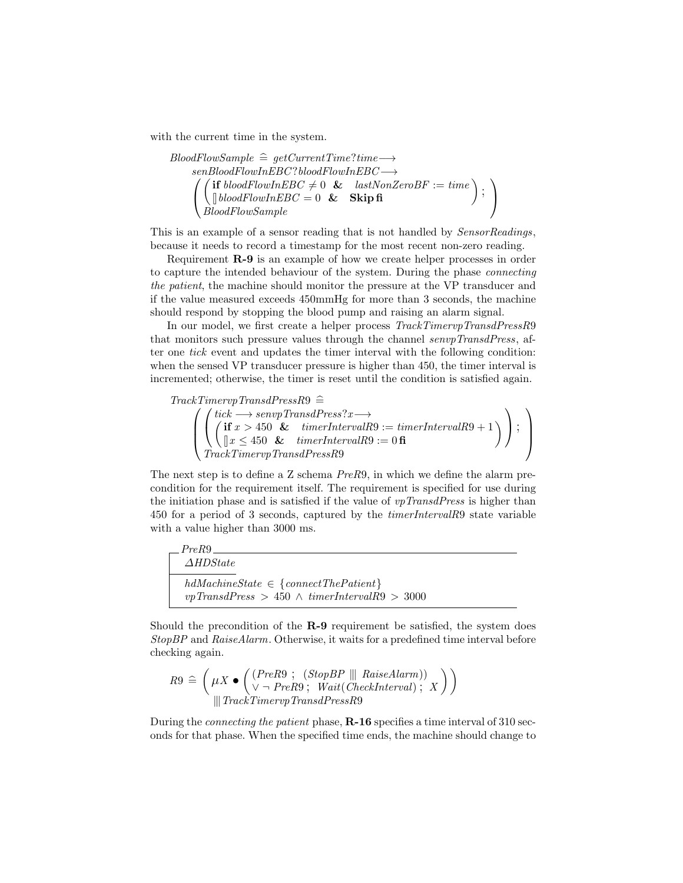with the current time in the system.

$$
\begin{array}{l}
BloodFlowSample \mathrel{\widehat=} getCurrentTime?time \longrightarrow \\
\quad senBloodFlowInEBC?bloodFlowInEBC \longrightarrow \\
\quad \left( \begin{array}{l} \left( \begin{array}{l} \textbf{if } bloodFlowInEBC \neq 0 \ \ \& \ \ lastNonZeroBF := time \\ [\!] \ bloodFlowInEBC = 0 \ \ \& \ \ \textbf{Skip fi} \end{array} \right) ; \\ BloodFlowSample \end{array} \right)
\end{array}
$$

This is an example of a sensor reading that is not handled by *SensorReadings*, because it needs to record a timestamp for the most recent non-zero reading.

Requirement **R-9** is an example of how we create helper processes in order to capture the intended behaviour of the system. During the phase *connecting the patient*, the machine should monitor the pressure at the VP transducer and if the value measured exceeds 450mmHg for more than 3 seconds, the machine should respond by stopping the blood pump and raising an alarm signal.

In our model, we first create a helper process *TrackTimervpTransdPressR9* that monitors such pressure values through the channel *senvpTransdPress*, after one *tick* event and updates the timer interval with the following condition: when the sensed VP transducer pressure is higher than 450, the timer interval is incremented; otherwise, the timer is reset until the condition is satisfied again.

$$
\begin{array}{l}
TrackTimervpTransdPressR9 \mathrel{\widehat=} \\
\quad \left( \begin{array}{l} \left( \begin{array}{l} tick \longrightarrow senvpTransdPress?x \longrightarrow \\ \left( \begin{array}{l} \textbf{if } x > 450 \ \ \& \ \ timerIntervalR9 := timerIntervalR9 + 1 \\ [\!] \ x \leq 450 \ \ \& \ \ timerIntervalR9 := 0 \ \textbf{fi} \end{array} \right) \end{array} \right) ; \\ TrackTimervpTransdPressR9 \end{array} \right)
\end{array}
$$

The next step is to define a Z schema *PreR9*, in which we define the alarm precondition for the requirement itself. The requirement is specified for use during the initiation phase and is satisfied if the value of *vpTransdPress* is higher than 450 for a period of 3 seconds, captured by the *timerIntervalR9* state variable with a value higher than 3000 ms.

$$
\begin{array}{|l}
\hline
PreR9 \\
\hline
\Delta HDState \\
\hline
hdMachineState \in \{connectThePatient\} \\
vpTransdPress > 450 \wedge timerIntervalR9 > 3000 \\
\hline
\end{array}
$$

Should the precondition of the **R-9** requirement be satisfied, the system does *StopBP* and *RaiseAlarm*. Otherwise, it waits for a predefined time interval before checking again.

$$
R9 \mathrel{\widehat=} \left( \begin{array}{l} \mu X \bullet \left( \begin{array}{l} (PreR9 \ ; \ (StopBP \ ||| \ RaiseAlarm)) \\ \vee \neg \ PreR9 \ ; \ Wait(CheckInterval) \ ; \ X \end{array} \right) \\ ||| \ TrackTimervpTransdPressR9 \end{array} \right)
$$

During the *connecting the patient* phase, **R-16** specifies a time interval of 310 seconds for that phase. When the specified time ends, the machine should change to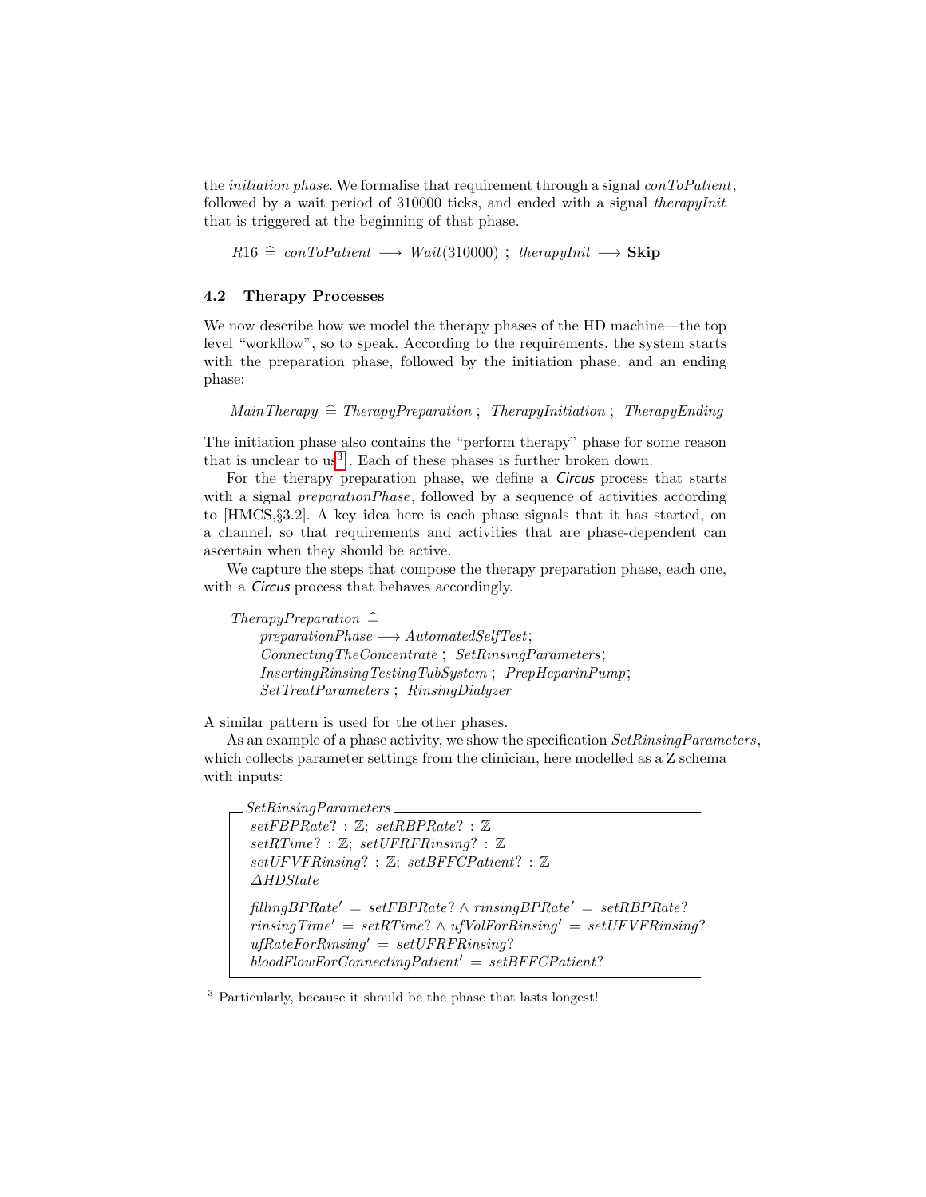the *initiation phase*. We formalise that requirement through a signal *conToPatient*, followed by a wait period of 310000 ticks, and ended with a signal *therapyInit* that is triggered at the beginning of that phase.

$$R16 \mathrel{\widehat=} conToPatient \longrightarrow Wait(310000) \; ; \; therapyInit \longrightarrow \mathbf{Skip}$$

### 4.2 Therapy Processes

We now describe how we model the therapy phases of the HD machine—the top level "workflow", so to speak. According to the requirements, the system starts with the preparation phase, followed by the initiation phase, and an ending phase:

$$MainTherapy \mathrel{\widehat=} TherapyPreparation \; ; \; TherapyInitiation \; ; \; TherapyEnding$$

The initiation phase also contains the "perform therapy" phase for some reason that is unclear to us[3]. Each of these phases is further broken down.

For the therapy preparation phase, we define a *Circus* process that starts with a signal *preparationPhase*, followed by a sequence of activities according to [HMCS,§3.2]. A key idea here is each phase signals that it has started, on a channel, so that requirements and activities that are phase-dependent can ascertain when they should be active.

We capture the steps that compose the therapy preparation phase, each one, with a *Circus* process that behaves accordingly.

$$
\begin{array}{l}
TherapyPreparation \mathrel{\widehat=} \\
\quad preparationPhase \longrightarrow AutomatedSelfTest; \\
\quad ConnectingTheConcentrate \; ; \; SetRinsingParameters; \\
\quad InsertingRinsingTestingTubSystem \; ; \; PrepHeparinPump; \\
\quad SetTreatParameters \; ; \; RinsingDialyzer
\end{array}
$$

A similar pattern is used for the other phases.

As an example of a phase activity, we show the specification *SetRinsingParameters*, which collects parameter settings from the clinician, here modelled as a Z schema with inputs:

$$
\begin{array}{|l}
\hline
SetRinsingParameters \\
\hline
setFBPRate? : \mathbb{Z}; \; setRBPRate? : \mathbb{Z} \\
setRTime? : \mathbb{Z}; \; setUFRFRinsing? : \mathbb{Z} \\
setUFVFRinsing? : \mathbb{Z}; \; setBFFCPatient? : \mathbb{Z} \\
\Delta HDState \\
\hline
fillingBPRate' = setFBPRate? \land rinsingBPRate' = setRBPRate? \\
rinsingTime' = setRTime? \land ufVolForRinsing' = setUFVFRinsing? \\
ufRateForRinsing' = setUFRFRinsing? \\
bloodFlowForConnectingPatient' = setBFFCPatient? \\
\hline
\end{array}
$$

[3] Particularly, because it should be the phase that lasts longest!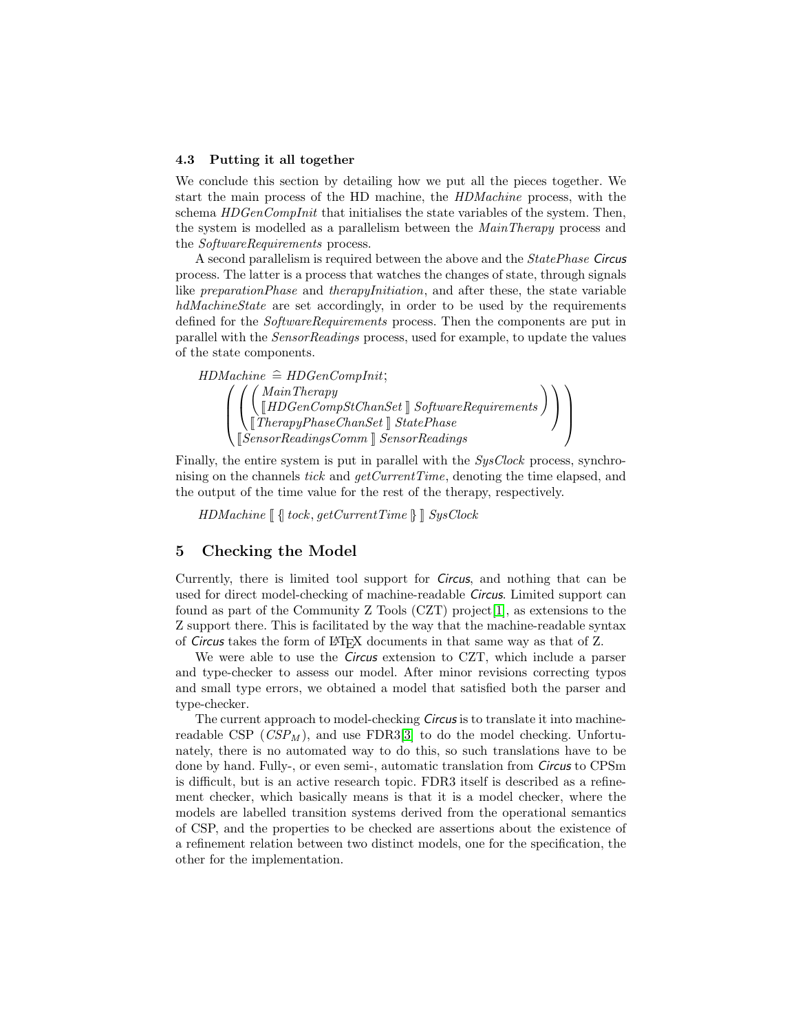### 4.3 Putting it all together

We conclude this section by detailing how we put all the pieces together. We start the main process of the HD machine, the *HDMachine* process, with the schema *HDGenCompInit* that initialises the state variables of the system. Then, the system is modelled as a parallelism between the *MainTherapy* process and the *SoftwareRequirements* process.

A second parallelism is required between the above and the *StatePhase* *Circus* process. The latter is a process that watches the changes of state, through signals like *preparationPhase* and *therapyInitiation*, and after these, the state variable *hdMachineState* are set accordingly, in order to be used by the requirements defined for the *SoftwareRequirements* process. Then the components are put in parallel with the *SensorReadings* process, used for example, to update the values of the state components.

$$
\begin{array}{l}
HDMachine \mathrel{\widehat=} HDGenCompInit; \\
\quad \left( \left( \left( \begin{array}{l} MainTherapy \\ \llbracket HDGenCompStChanSet \rrbracket \; SoftwareRequirements \end{array} \right) \right. \right. \\
\quad \left. \left. \llbracket TherapyPhaseChanSet \rrbracket \; StatePhase \right) \right. \\
\quad \left. \llbracket SensorReadingsComm \rrbracket \; SensorReadings \right)
\end{array}
$$

Finally, the entire system is put in parallel with the *SysClock* process, synchronising on the channels *tick* and *getCurrentTime*, denoting the time elapsed, and the output of the time value for the rest of the therapy, respectively.

$$HDMachine \llbracket \{\!| tock, getCurrentTime |\!\} \rrbracket \; SysClock$$

## 5 Checking the Model

Currently, there is limited tool support for *Circus*, and nothing that can be used for direct model-checking of machine-readable *Circus*. Limited support can found as part of the Community Z Tools (CZT) project[1], as extensions to the Z support there. This is facilitated by the way that the machine-readable syntax of *Circus* takes the form of LaTeX documents in that same way as that of Z.

We were able to use the *Circus* extension to CZT, which include a parser and type-checker to assess our model. After minor revisions correcting typos and small type errors, we obtained a model that satisfied both the parser and type-checker.

The current approach to model-checking *Circus* is to translate it into machine-readable CSP ($CSP_M$), and use FDR3[3] to do the model checking. Unfortunately, there is no automated way to do this, so such translations have to be done by hand. Fully-, or even semi-, automatic translation from *Circus* to CPSm is difficult, but is an active research topic. FDR3 itself is described as a refinement checker, which basically means is that it is a model checker, where the models are labelled transition systems derived from the operational semantics of CSP, and the properties to be checked are assertions about the existence of a refinement relation between two distinct models, one for the specification, the other for the implementation.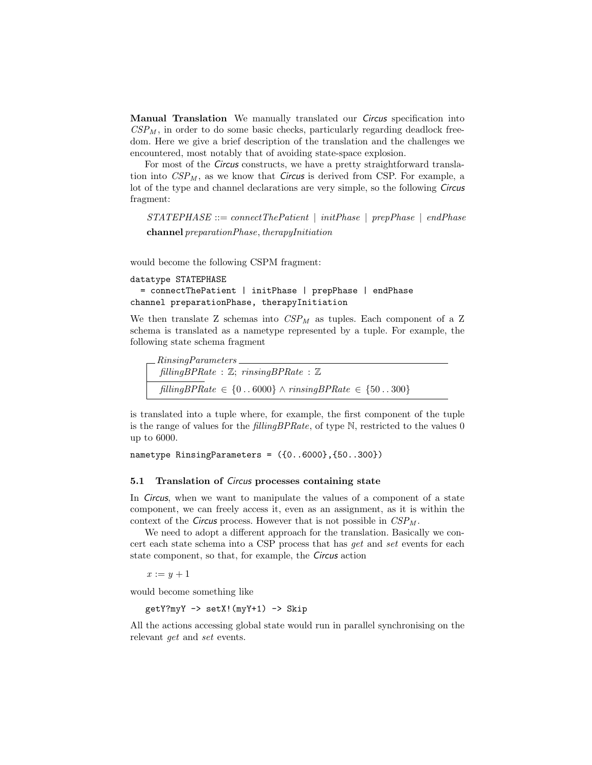**Manual Translation** We manually translated our *Circus* specification into $CSP_M$, in order to do some basic checks, particularly regarding deadlock freedom. Here we give a brief description of the translation and the challenges we encountered, most notably that of avoiding state-space explosion.

For most of the *Circus* constructs, we have a pretty straightforward translation into $CSP_M$, as we know that *Circus* is derived from CSP. For example, a lot of the type and channel declarations are very simple, so the following *Circus* fragment:

$STATEPHASE ::= connectThePatient \mid initPhase \mid prepPhase \mid endPhase$

**channel** $preparationPhase, therapyInitiation$

would become the following CSPM fragment:

```
datatype STATEPHASE
  = connectThePatient | initPhase | prepPhase | endPhase
channel preparationPhase, therapyInitiation
```

We then translate Z schemas into $CSP_M$ as tuples. Each component of a Z schema is translated as a nametype represented by a tuple. For example, the following state schema fragment

$$
\begin{array}{l}
RinsingParameters \\
\hline
fillingBPRate : \mathbb{Z};\ rinsingBPRate : \mathbb{Z} \\
\hline
fillingBPRate \in \{0 \,..\, 6000\} \land rinsingBPRate \in \{50 \,..\, 300\}
\end{array}
$$

is translated into a tuple where, for example, the first component of the tuple is the range of values for the *fillingBPRate*, of type $\mathbb{N}$, restricted to the values 0 up to 6000.

```
nametype RinsingParameters = ({0..6000},{50..300})
```

### 5.1 Translation of *Circus* processes containing state

In *Circus*, when we want to manipulate the values of a component of a state component, we can freely access it, even as an assignment, as it is within the context of the *Circus* process. However that is not possible in $CSP_M$.

We need to adopt a different approach for the translation. Basically we concert each state schema into a CSP process that has *get* and *set* events for each state component, so that, for example, the *Circus* action

$x := y + 1$

would become something like

```
getY?myY -> setX!(myY+1) -> Skip
```

All the actions accessing global state would run in parallel synchronising on the relevant *get* and *set* events.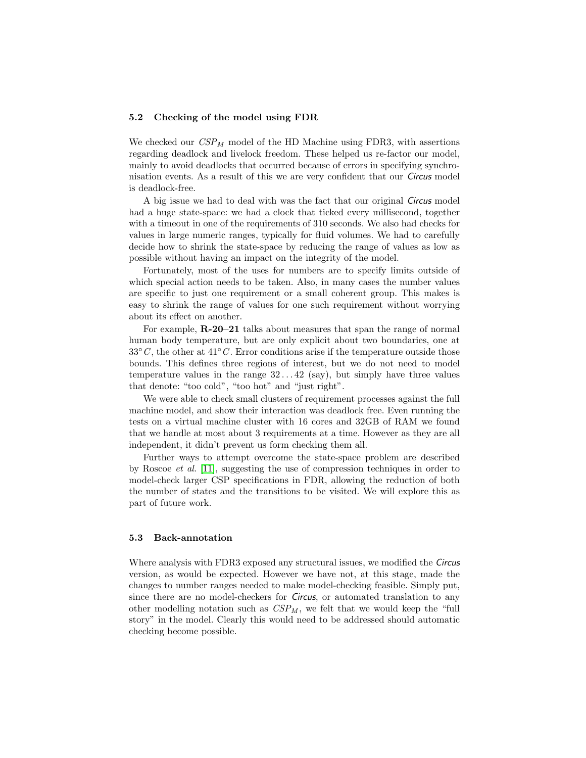### 5.2 Checking of the model using FDR

We checked our $CSP_M$ model of the HD Machine using FDR3, with assertions regarding deadlock and livelock freedom. These helped us re-factor our model, mainly to avoid deadlocks that occurred because of errors in specifying synchronisation events. As a result of this we are very confident that our *Circus* model is deadlock-free.

A big issue we had to deal with was the fact that our original *Circus* model had a huge state-space: we had a clock that ticked every millisecond, together with a timeout in one of the requirements of 310 seconds. We also had checks for values in large numeric ranges, typically for fluid volumes. We had to carefully decide how to shrink the state-space by reducing the range of values as low as possible without having an impact on the integrity of the model.

Fortunately, most of the uses for numbers are to specify limits outside of which special action needs to be taken. Also, in many cases the number values are specific to just one requirement or a small coherent group. This makes is easy to shrink the range of values for one such requirement without worrying about its effect on another.

For example, **R-20–21** talks about measures that span the range of normal human body temperature, but are only explicit about two boundaries, one at $33°C$, the other at $41°C$. Error conditions arise if the temperature outside those bounds. This defines three regions of interest, but we do not need to model temperature values in the range $32 \ldots 42$ (say), but simply have three values that denote: "too cold", "too hot" and "just right".

We were able to check small clusters of requirement processes against the full machine model, and show their interaction was deadlock free. Even running the tests on a virtual machine cluster with 16 cores and 32GB of RAM we found that we handle at most about 3 requirements at a time. However as they are all independent, it didn't prevent us form checking them all.

Further ways to attempt overcome the state-space problem are described by Roscoe *et al.* [11], suggesting the use of compression techniques in order to model-check larger CSP specifications in FDR, allowing the reduction of both the number of states and the transitions to be visited. We will explore this as part of future work.

### 5.3 Back-annotation

Where analysis with FDR3 exposed any structural issues, we modified the *Circus* version, as would be expected. However we have not, at this stage, made the changes to number ranges needed to make model-checking feasible. Simply put, since there are no model-checkers for *Circus*, or automated translation to any other modelling notation such as $CSP_M$, we felt that we would keep the "full story" in the model. Clearly this would need to be addressed should automatic checking become possible.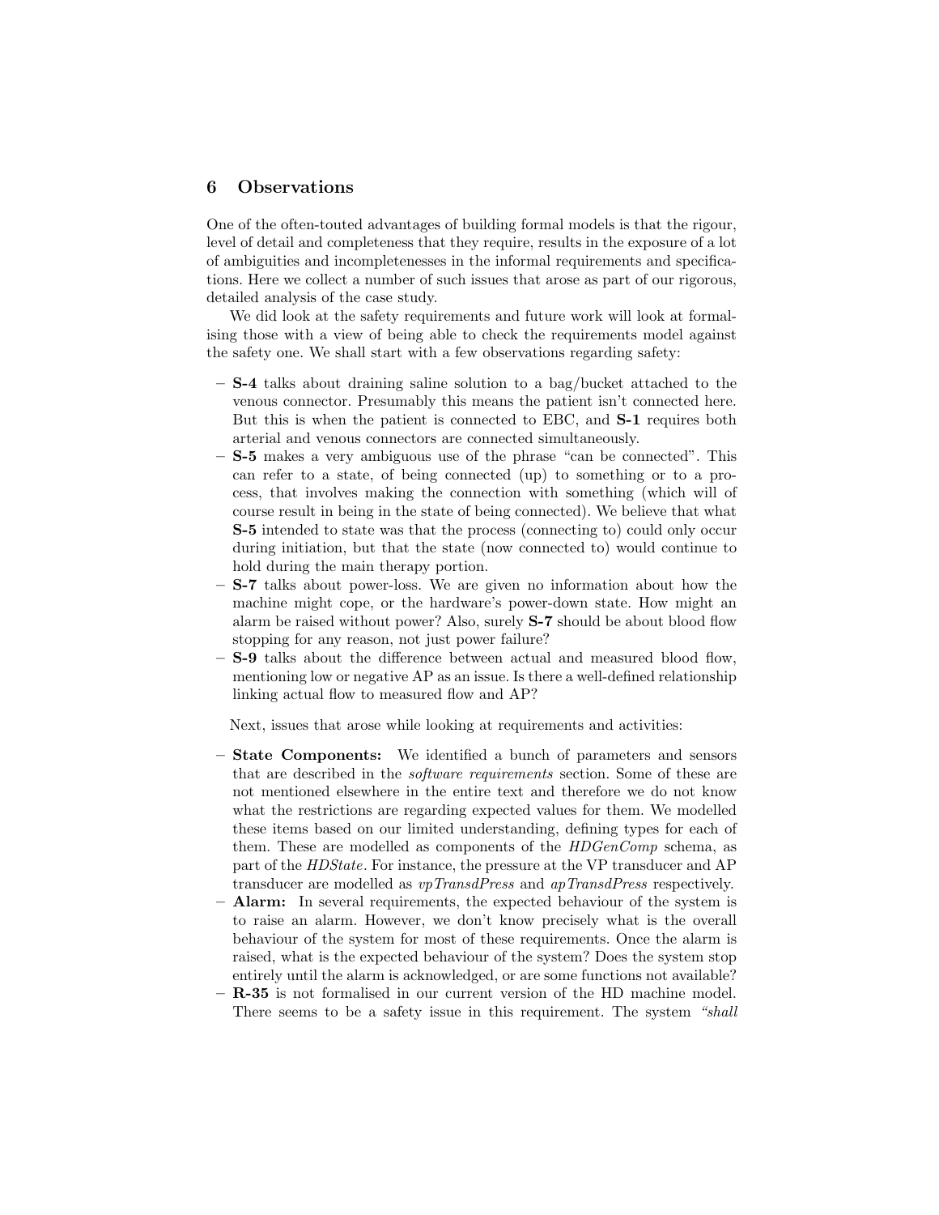## 6 Observations

One of the often-touted advantages of building formal models is that the rigour, level of detail and completeness that they require, results in the exposure of a lot of ambiguities and incompletenesses in the informal requirements and specifications. Here we collect a number of such issues that arose as part of our rigorous, detailed analysis of the case study.

We did look at the safety requirements and future work will look at formalising those with a view of being able to check the requirements model against the safety one. We shall start with a few observations regarding safety:

- **S-4** talks about draining saline solution to a bag/bucket attached to the venous connector. Presumably this means the patient isn't connected here. But this is when the patient is connected to EBC, and **S-1** requires both arterial and venous connectors are connected simultaneously.
- **S-5** makes a very ambiguous use of the phrase "can be connected". This can refer to a state, of being connected (up) to something or to a process, that involves making the connection with something (which will of course result in being in the state of being connected). We believe that what **S-5** intended to state was that the process (connecting to) could only occur during initiation, but that the state (now connected to) would continue to hold during the main therapy portion.
- **S-7** talks about power-loss. We are given no information about how the machine might cope, or the hardware's power-down state. How might an alarm be raised without power? Also, surely **S-7** should be about blood flow stopping for any reason, not just power failure?
- **S-9** talks about the difference between actual and measured blood flow, mentioning low or negative AP as an issue. Is there a well-defined relationship linking actual flow to measured flow and AP?

Next, issues that arose while looking at requirements and activities:

- **State Components:** We identified a bunch of parameters and sensors that are described in the *software requirements* section. Some of these are not mentioned elsewhere in the entire text and therefore we do not know what the restrictions are regarding expected values for them. We modelled these items based on our limited understanding, defining types for each of them. These are modelled as components of the *HDGenComp* schema, as part of the *HDState*. For instance, the pressure at the VP transducer and AP transducer are modelled as *vpTransdPress* and *apTransdPress* respectively.
- **Alarm:** In several requirements, the expected behaviour of the system is to raise an alarm. However, we don't know precisely what is the overall behaviour of the system for most of these requirements. Once the alarm is raised, what is the expected behaviour of the system? Does the system stop entirely until the alarm is acknowledged, or are some functions not available?
- **R-35** is not formalised in our current version of the HD machine model. There seems to be a safety issue in this requirement. The system *"shall*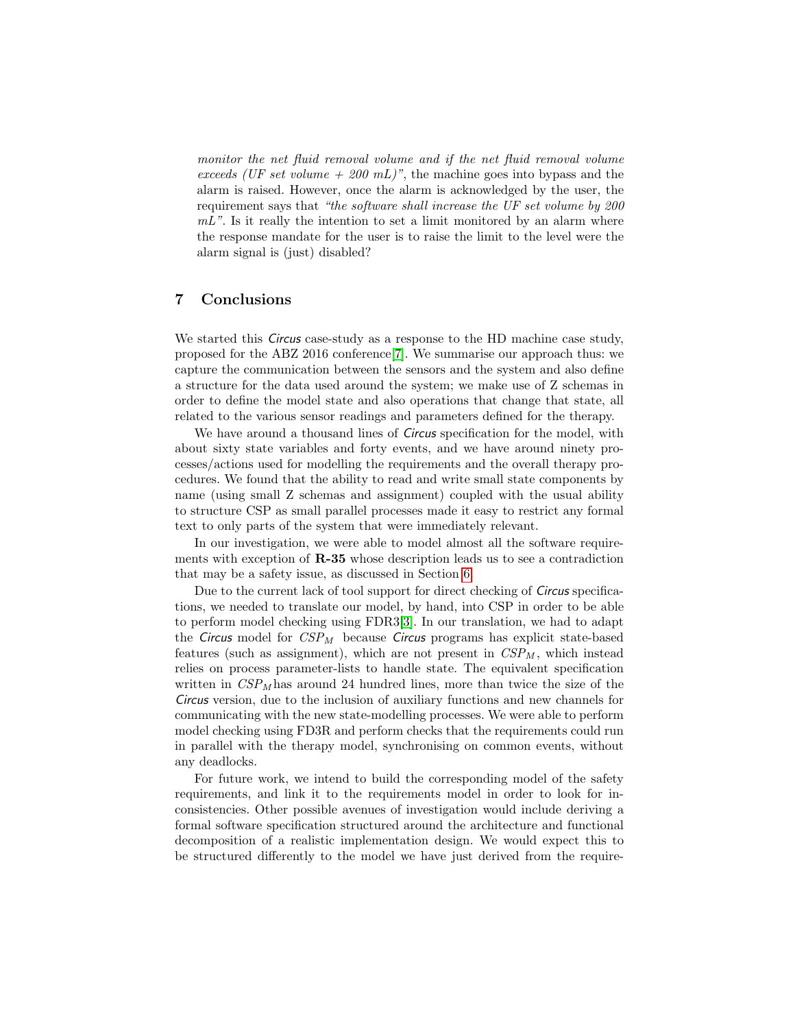*monitor the net fluid removal volume and if the net fluid removal volume exceeds (UF set volume + 200 mL)"*, the machine goes into bypass and the alarm is raised. However, once the alarm is acknowledged by the user, the requirement says that *"the software shall increase the UF set volume by 200 mL"*. Is it really the intention to set a limit monitored by an alarm where the response mandate for the user is to raise the limit to the level were the alarm signal is (just) disabled?

## 7 Conclusions

We started this *Circus* case-study as a response to the HD machine case study, proposed for the ABZ 2016 conference[7]. We summarise our approach thus: we capture the communication between the sensors and the system and also define a structure for the data used around the system; we make use of Z schemas in order to define the model state and also operations that change that state, all related to the various sensor readings and parameters defined for the therapy.

We have around a thousand lines of *Circus* specification for the model, with about sixty state variables and forty events, and we have around ninety processes/actions used for modelling the requirements and the overall therapy procedures. We found that the ability to read and write small state components by name (using small Z schemas and assignment) coupled with the usual ability to structure CSP as small parallel processes made it easy to restrict any formal text to only parts of the system that were immediately relevant.

In our investigation, we were able to model almost all the software requirements with exception of **R-35** whose description leads us to see a contradiction that may be a safety issue, as discussed in Section 6.

Due to the current lack of tool support for direct checking of *Circus* specifications, we needed to translate our model, by hand, into CSP in order to be able to perform model checking using FDR3[3]. In our translation, we had to adapt the *Circus* model for $CSP_M$ because *Circus* programs has explicit state-based features (such as assignment), which are not present in $CSP_M$, which instead relies on process parameter-lists to handle state. The equivalent specification written in $CSP_M$ has around 24 hundred lines, more than twice the size of the *Circus* version, due to the inclusion of auxiliary functions and new channels for communicating with the new state-modelling processes. We were able to perform model checking using FD3R and perform checks that the requirements could run in parallel with the therapy model, synchronising on common events, without any deadlocks.

For future work, we intend to build the corresponding model of the safety requirements, and link it to the requirements model in order to look for inconsistencies. Other possible avenues of investigation would include deriving a formal software specification structured around the architecture and functional decomposition of a realistic implementation design. We would expect this to be structured differently to the model we have just derived from the require-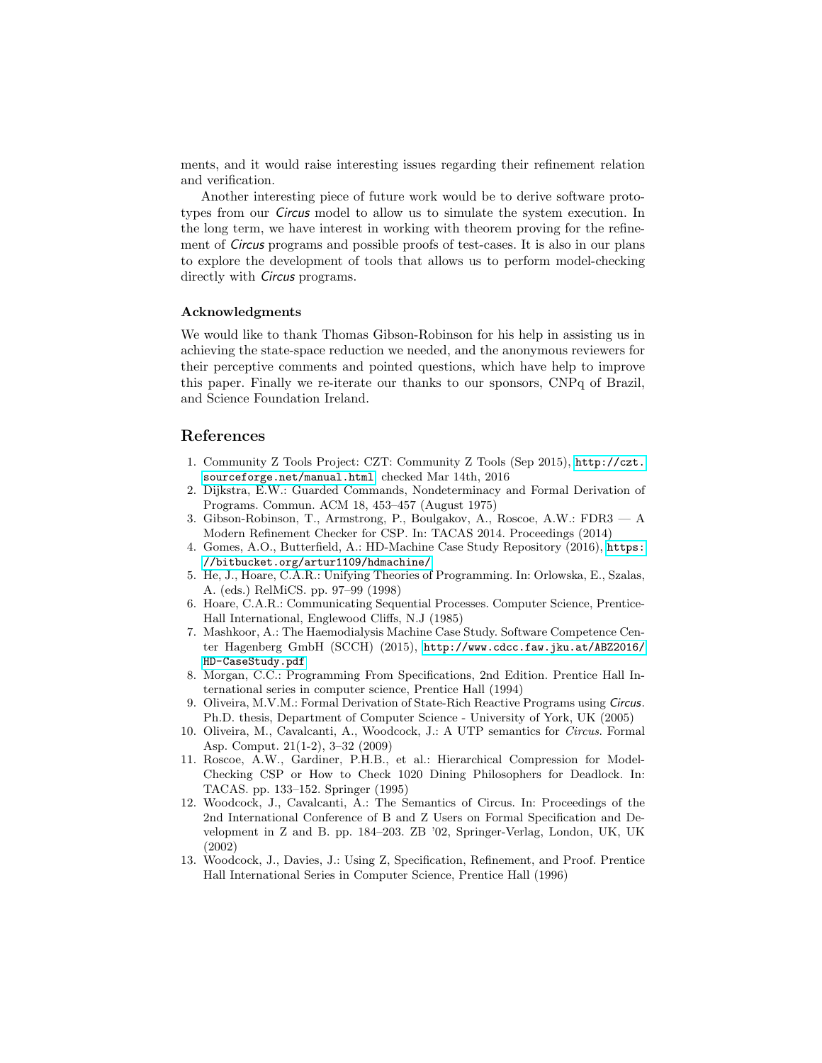ments, and it would raise interesting issues regarding their refinement relation and verification.

Another interesting piece of future work would be to derive software prototypes from our *Circus* model to allow us to simulate the system execution. In the long term, we have interest in working with theorem proving for the refinement of *Circus* programs and possible proofs of test-cases. It is also in our plans to explore the development of tools that allows us to perform model-checking directly with *Circus* programs.

### Acknowledgments

We would like to thank Thomas Gibson-Robinson for his help in assisting us in achieving the state-space reduction we needed, and the anonymous reviewers for their perceptive comments and pointed questions, which have help to improve this paper. Finally we re-iterate our thanks to our sponsors, CNPq of Brazil, and Science Foundation Ireland.

## References

1. Community Z Tools Project: CZT: Community Z Tools (Sep 2015), http://czt.sourceforge.net/manual.html, checked Mar 14th, 2016
2. Dijkstra, E.W.: Guarded Commands, Nondeterminacy and Formal Derivation of Programs. Commun. ACM 18, 453–457 (August 1975)
3. Gibson-Robinson, T., Armstrong, P., Boulgakov, A., Roscoe, A.W.: FDR3 — A Modern Refinement Checker for CSP. In: TACAS 2014. Proceedings (2014)
4. Gomes, A.O., Butterfield, A.: HD-Machine Case Study Repository (2016), https://bitbucket.org/artur1109/hdmachine/
5. He, J., Hoare, C.A.R.: Unifying Theories of Programming. In: Orlowska, E., Szalas, A. (eds.) RelMiCS. pp. 97–99 (1998)
6. Hoare, C.A.R.: Communicating Sequential Processes. Computer Science, Prentice-Hall International, Englewood Cliffs, N.J (1985)
7. Mashkoor, A.: The Haemodialysis Machine Case Study. Software Competence Center Hagenberg GmbH (SCCH) (2015), http://www.cdcc.faw.jku.at/ABZ2016/HD-CaseStudy.pdf
8. Morgan, C.C.: Programming From Specifications, 2nd Edition. Prentice Hall International series in computer science, Prentice Hall (1994)
9. Oliveira, M.V.M.: Formal Derivation of State-Rich Reactive Programs using *Circus*. Ph.D. thesis, Department of Computer Science - University of York, UK (2005)
10. Oliveira, M., Cavalcanti, A., Woodcock, J.: A UTP semantics for *Circus*. Formal Asp. Comput. 21(1-2), 3–32 (2009)
11. Roscoe, A.W., Gardiner, P.H.B., et al.: Hierarchical Compression for Model-Checking CSP or How to Check 1020 Dining Philosophers for Deadlock. In: TACAS. pp. 133–152. Springer (1995)
12. Woodcock, J., Cavalcanti, A.: The Semantics of Circus. In: Proceedings of the 2nd International Conference of B and Z Users on Formal Specification and Development in Z and B. pp. 184–203. ZB '02, Springer-Verlag, London, UK, UK (2002)
13. Woodcock, J., Davies, J.: Using Z, Specification, Refinement, and Proof. Prentice Hall International Series in Computer Science, Prentice Hall (1996)